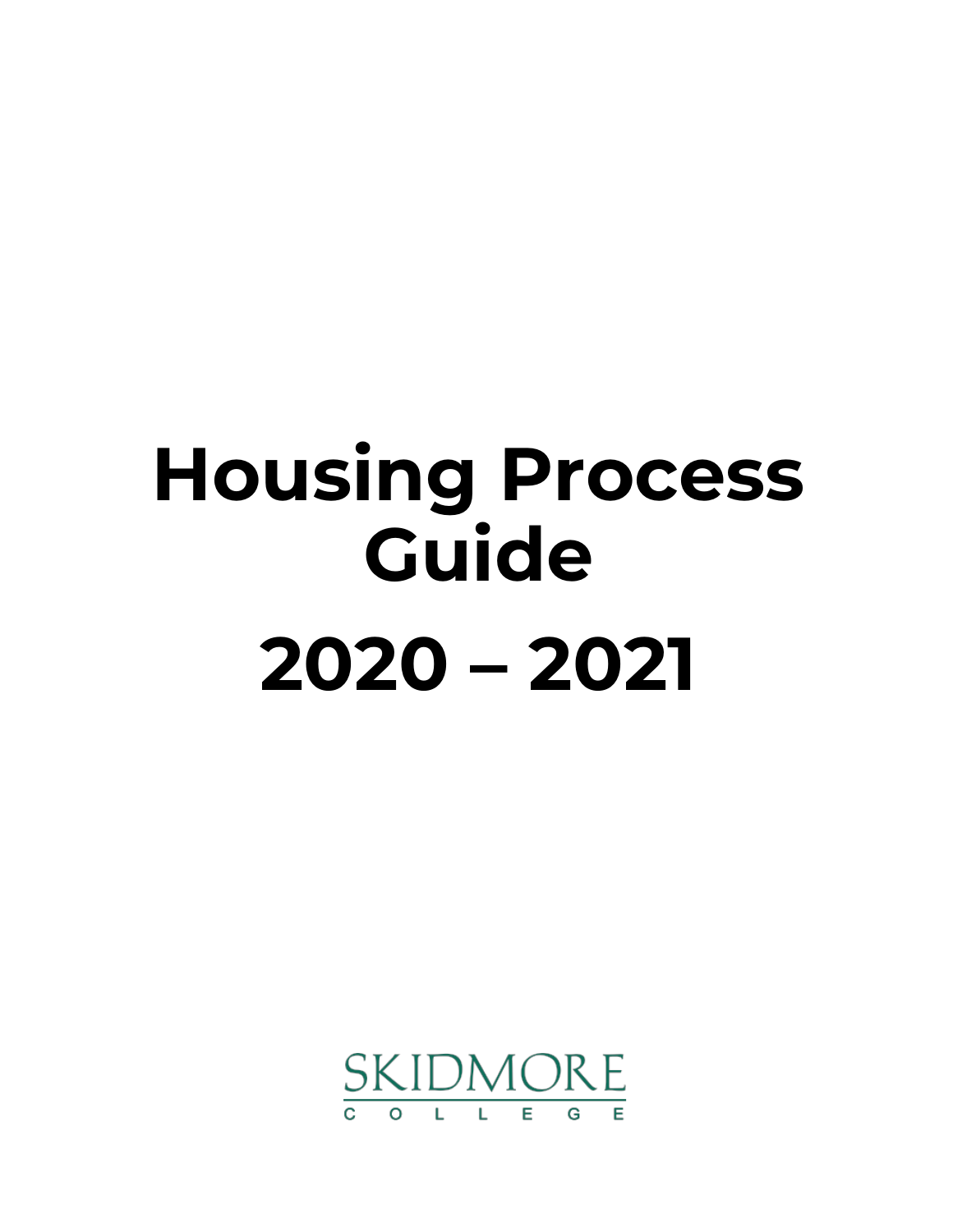# Housing Process Guide

# 2020 – 2021

SKIDMORE

COLLEGE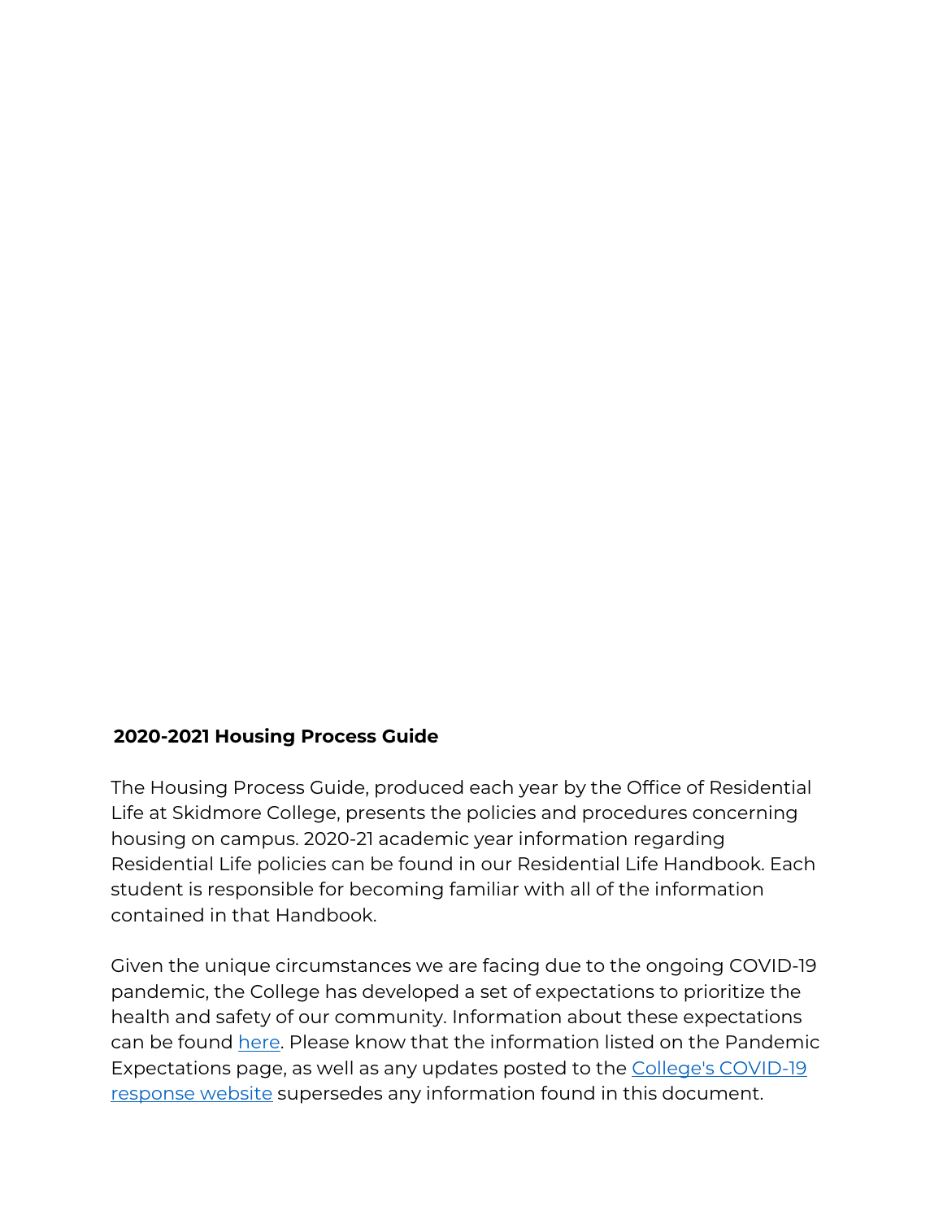## 2020-2021 Housing Process Guide

The Housing Process Guide, produced each year by the Office of Residential Life at Skidmore College, presents the policies and procedures concerning housing on campus. 2020-21 academic year information regarding Residential Life policies can be found in our Residential Life Handbook. Each student is responsible for becoming familiar with all of the information contained in that Handbook.

Given the unique circumstances we are facing due to the ongoing COVID-19 pandemic, the College has developed a set of expectations to prioritize the health and safety of our community. Information about these expectations can be found here. Please know that the information listed on the Pandemic Expectations page, as well as any updates posted to the College's COVID-19 response website supersedes any information found in this document.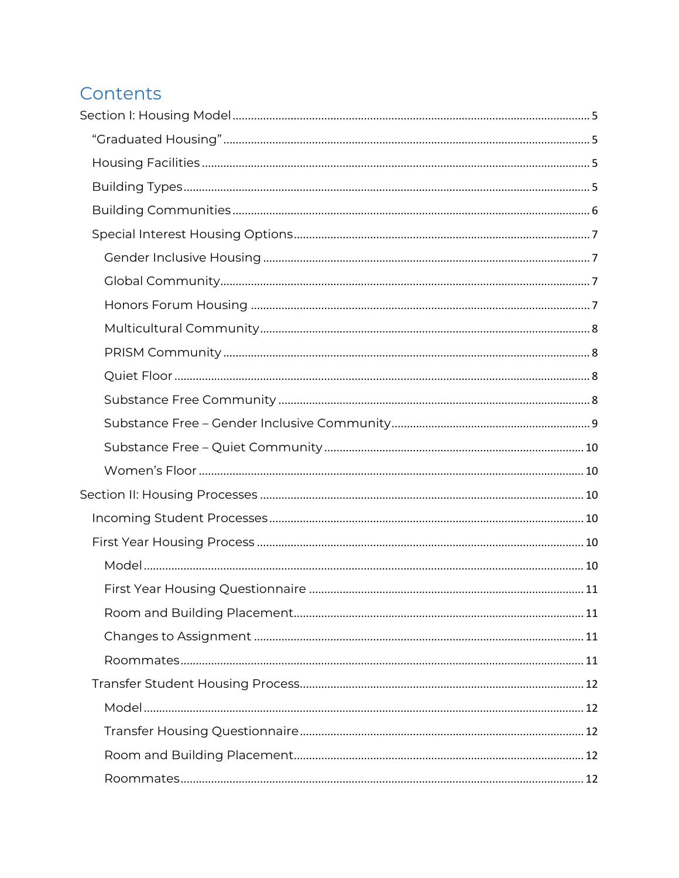# Contents

- Section I: Housing Model ........ 5
  - "Graduated Housing" ........ 5
  - Housing Facilities ........ 5
  - Building Types ........ 5
  - Building Communities ........ 6
  - Special Interest Housing Options ........ 7
    - Gender Inclusive Housing ........ 7
    - Global Community ........ 7
    - Honors Forum Housing ........ 7
    - Multicultural Community ........ 8
    - PRISM Community ........ 8
    - Quiet Floor ........ 8
    - Substance Free Community ........ 8
    - Substance Free – Gender Inclusive Community ........ 9
    - Substance Free – Quiet Community ........ 10
    - Women's Floor ........ 10
- Section II: Housing Processes ........ 10
  - Incoming Student Processes ........ 10
  - First Year Housing Process ........ 10
    - Model ........ 10
    - First Year Housing Questionnaire ........ 11
    - Room and Building Placement ........ 11
    - Changes to Assignment ........ 11
    - Roommates ........ 11
  - Transfer Student Housing Process ........ 12
    - Model ........ 12
    - Transfer Housing Questionnaire ........ 12
    - Room and Building Placement ........ 12
    - Roommates ........ 12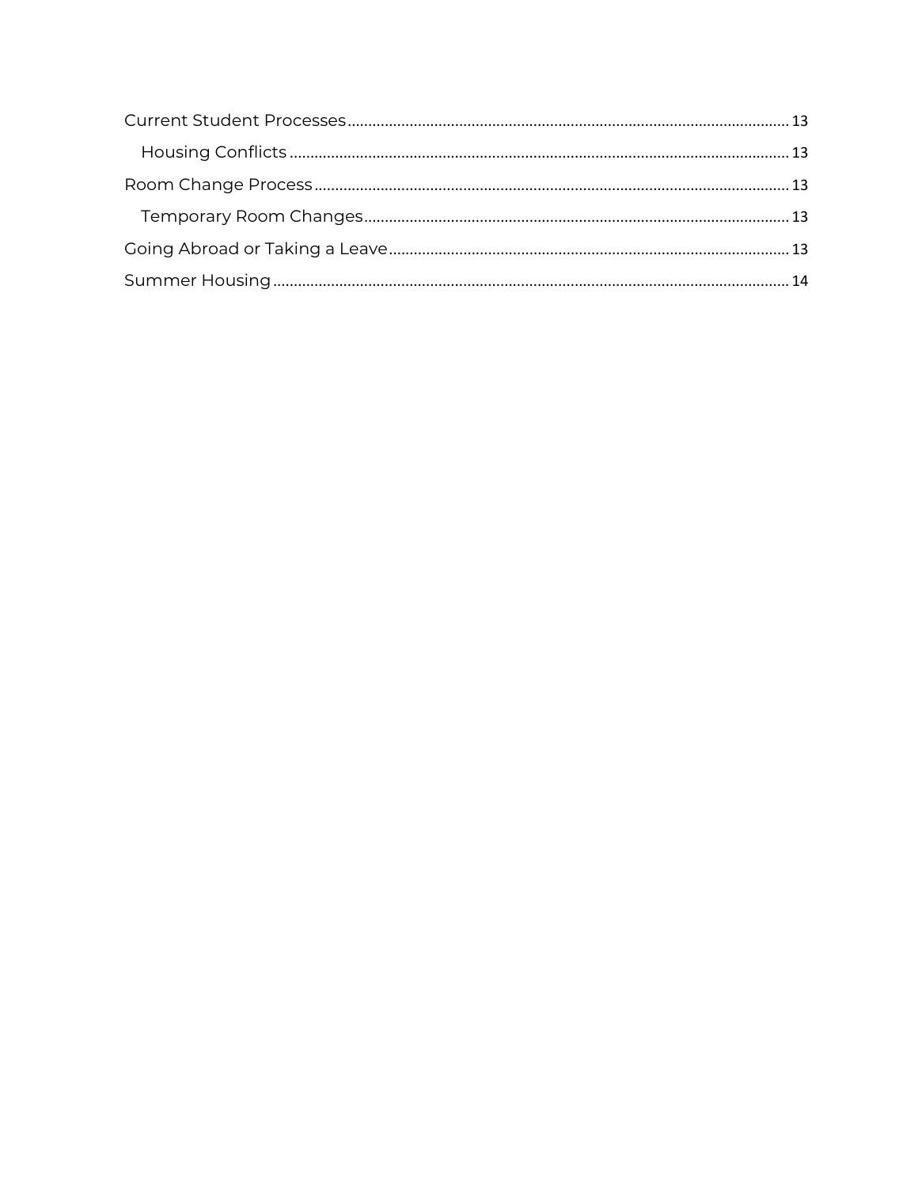Current Student Processes .......... 13

  Housing Conflicts .......... 13

Room Change Process .......... 13

  Temporary Room Changes .......... 13

Going Abroad or Taking a Leave .......... 13

Summer Housing .......... 14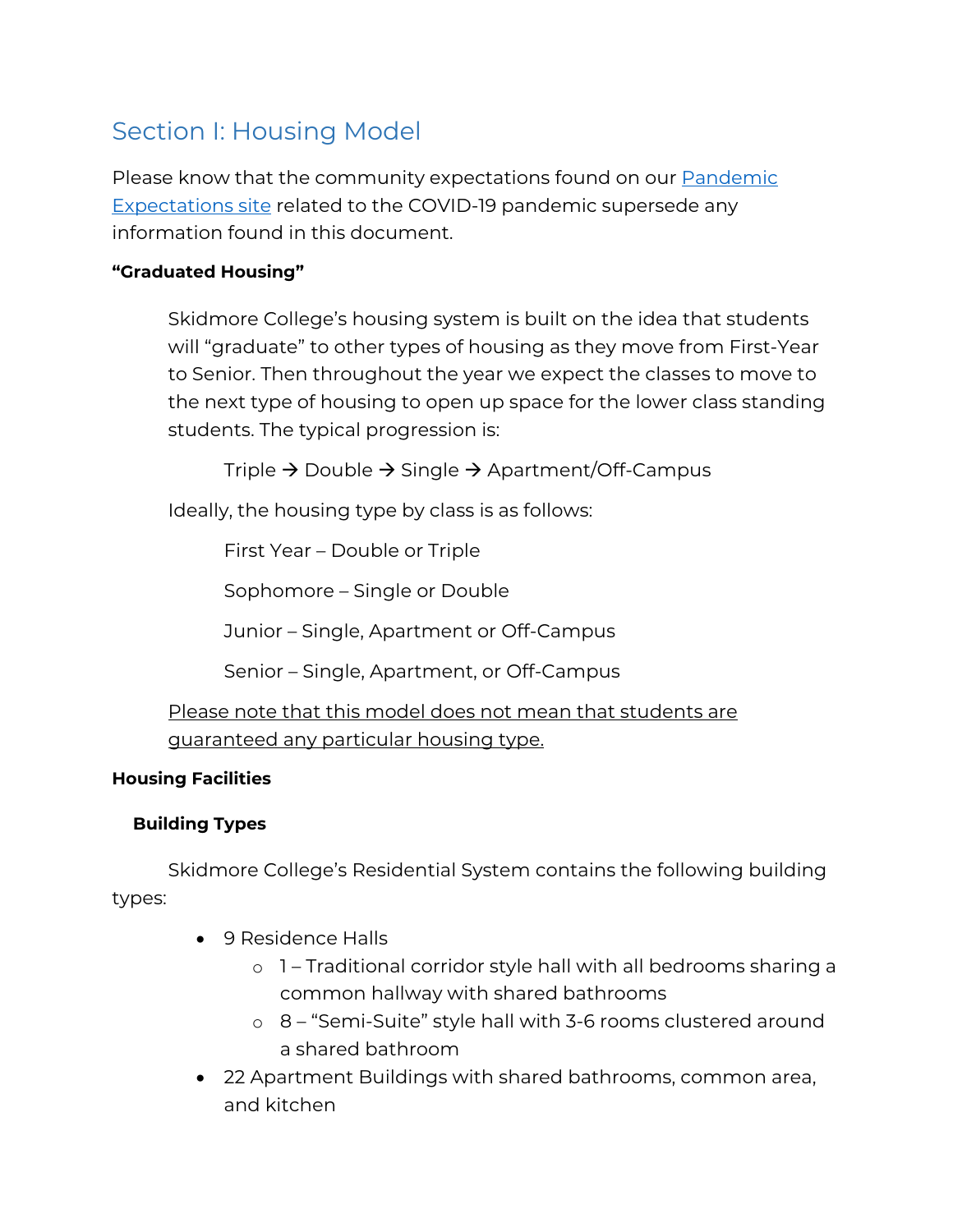## Section I: Housing Model

Please know that the community expectations found on our [Pandemic Expectations site]() related to the COVID-19 pandemic supersede any information found in this document.

**"Graduated Housing"**

Skidmore College's housing system is built on the idea that students will "graduate" to other types of housing as they move from First-Year to Senior. Then throughout the year we expect the classes to move to the next type of housing to open up space for the lower class standing students. The typical progression is:

Triple → Double → Single → Apartment/Off-Campus

Ideally, the housing type by class is as follows:

First Year – Double or Triple

Sophomore – Single or Double

Junior – Single, Apartment or Off-Campus

Senior – Single, Apartment, or Off-Campus

<u>Please note that this model does not mean that students are guaranteed any particular housing type.</u>

**Housing Facilities**

**Building Types**

Skidmore College's Residential System contains the following building types:

- 9 Residence Halls
  - 1 – Traditional corridor style hall with all bedrooms sharing a common hallway with shared bathrooms
  - 8 – "Semi-Suite" style hall with 3-6 rooms clustered around a shared bathroom
- 22 Apartment Buildings with shared bathrooms, common area, and kitchen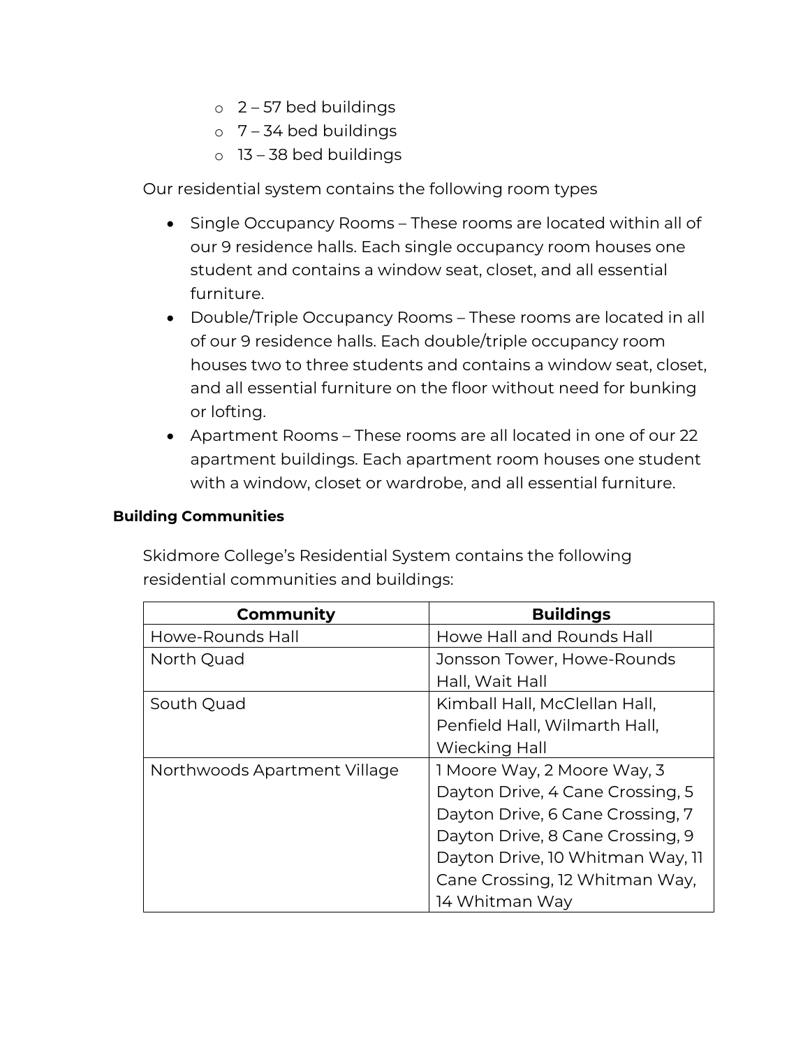- 2 – 57 bed buildings
- 7 – 34 bed buildings
- 13 – 38 bed buildings

Our residential system contains the following room types

- Single Occupancy Rooms – These rooms are located within all of our 9 residence halls. Each single occupancy room houses one student and contains a window seat, closet, and all essential furniture.
- Double/Triple Occupancy Rooms – These rooms are located in all of our 9 residence halls. Each double/triple occupancy room houses two to three students and contains a window seat, closet, and all essential furniture on the floor without need for bunking or lofting.
- Apartment Rooms – These rooms are all located in one of our 22 apartment buildings. Each apartment room houses one student with a window, closet or wardrobe, and all essential furniture.

**Building Communities**

Skidmore College's Residential System contains the following residential communities and buildings:

| Community | Buildings |
|---|---|
| Howe-Rounds Hall | Howe Hall and Rounds Hall |
| North Quad | Jonsson Tower, Howe-Rounds Hall, Wait Hall |
| South Quad | Kimball Hall, McClellan Hall, Penfield Hall, Wilmarth Hall, Wiecking Hall |
| Northwoods Apartment Village | 1 Moore Way, 2 Moore Way, 3 Dayton Drive, 4 Cane Crossing, 5 Dayton Drive, 6 Cane Crossing, 7 Dayton Drive, 8 Cane Crossing, 9 Dayton Drive, 10 Whitman Way, 11 Cane Crossing, 12 Whitman Way, 14 Whitman Way |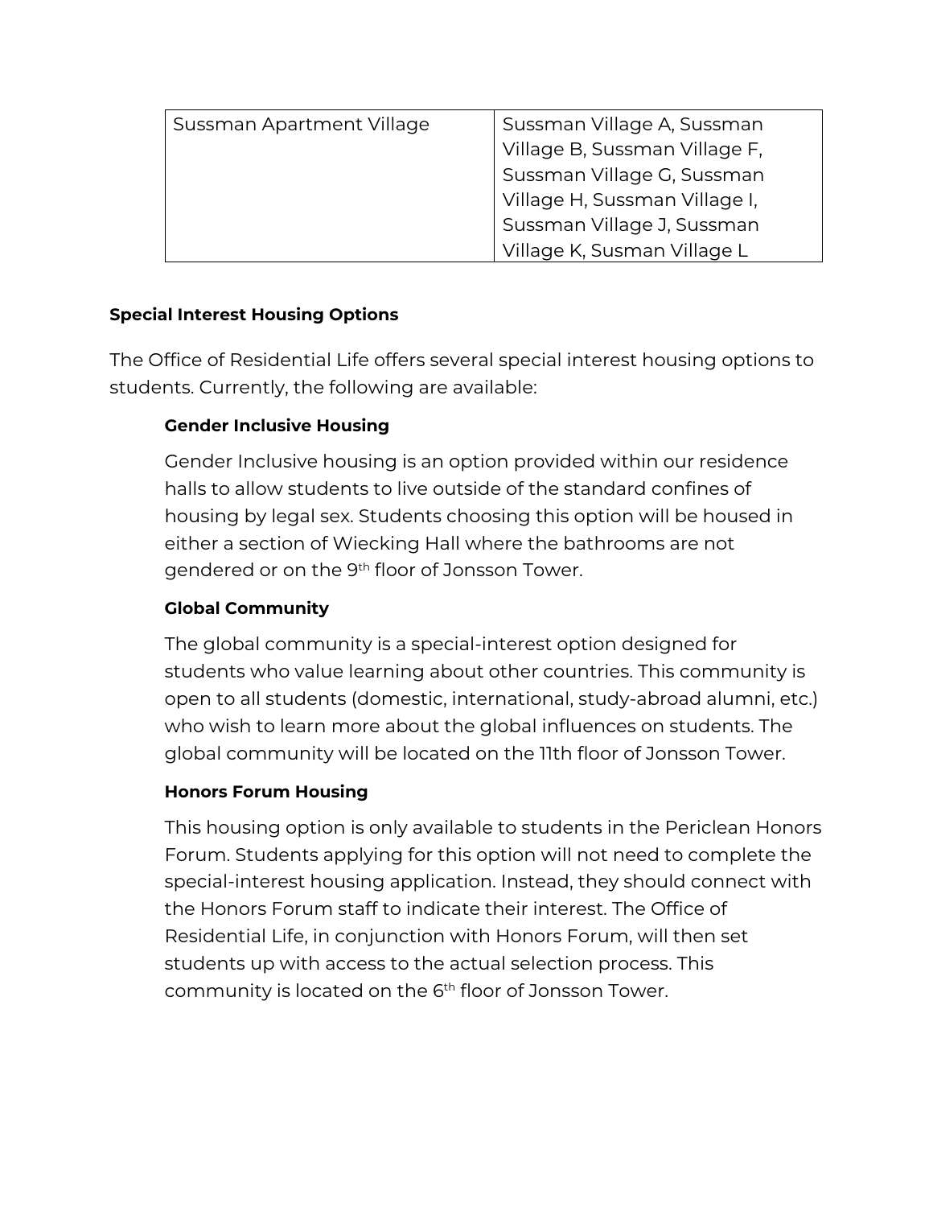| Sussman Apartment Village | Sussman Village A, Sussman Village B, Sussman Village F, Sussman Village G, Sussman Village H, Sussman Village I, Sussman Village J, Sussman Village K, Susman Village L |
|---|---|

**Special Interest Housing Options**

The Office of Residential Life offers several special interest housing options to students. Currently, the following are available:

**Gender Inclusive Housing**

Gender Inclusive housing is an option provided within our residence halls to allow students to live outside of the standard confines of housing by legal sex. Students choosing this option will be housed in either a section of Wiecking Hall where the bathrooms are not gendered or on the 9th floor of Jonsson Tower.

**Global Community**

The global community is a special-interest option designed for students who value learning about other countries. This community is open to all students (domestic, international, study-abroad alumni, etc.) who wish to learn more about the global influences on students. The global community will be located on the 11th floor of Jonsson Tower.

**Honors Forum Housing**

This housing option is only available to students in the Periclean Honors Forum. Students applying for this option will not need to complete the special-interest housing application. Instead, they should connect with the Honors Forum staff to indicate their interest. The Office of Residential Life, in conjunction with Honors Forum, will then set students up with access to the actual selection process. This community is located on the 6th floor of Jonsson Tower.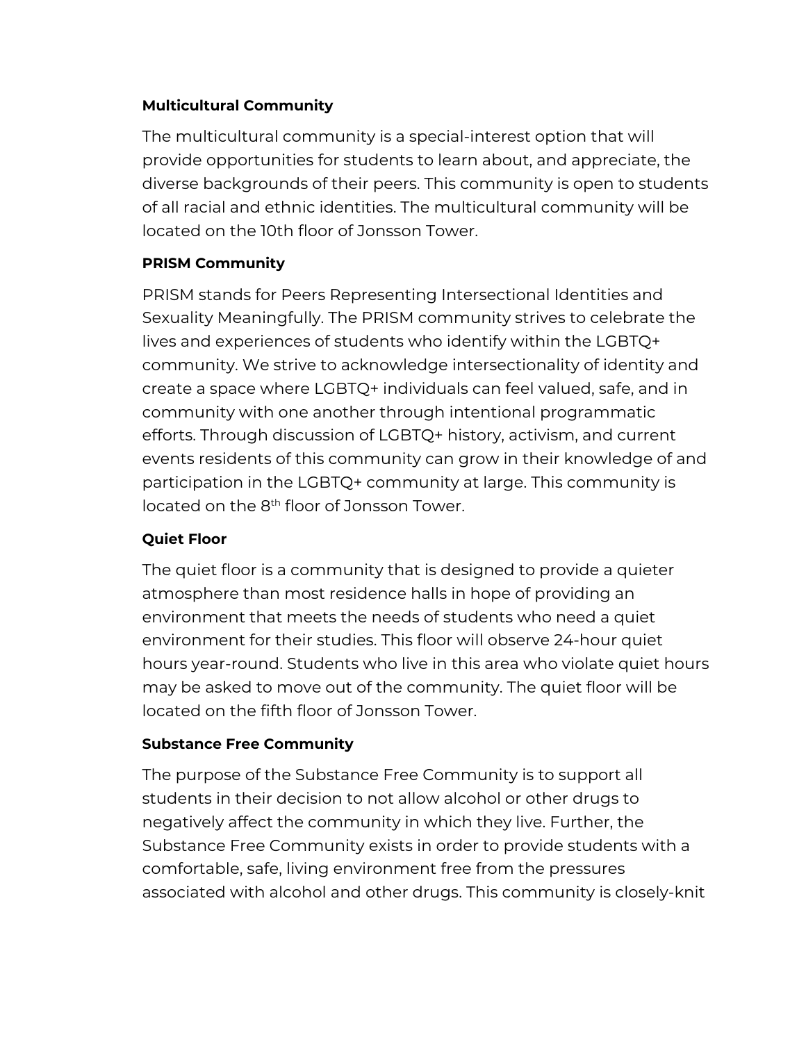**Multicultural Community**

The multicultural community is a special-interest option that will provide opportunities for students to learn about, and appreciate, the diverse backgrounds of their peers. This community is open to students of all racial and ethnic identities. The multicultural community will be located on the 10th floor of Jonsson Tower.

**PRISM Community**

PRISM stands for Peers Representing Intersectional Identities and Sexuality Meaningfully. The PRISM community strives to celebrate the lives and experiences of students who identify within the LGBTQ+ community. We strive to acknowledge intersectionality of identity and create a space where LGBTQ+ individuals can feel valued, safe, and in community with one another through intentional programmatic efforts. Through discussion of LGBTQ+ history, activism, and current events residents of this community can grow in their knowledge of and participation in the LGBTQ+ community at large. This community is located on the 8th floor of Jonsson Tower.

**Quiet Floor**

The quiet floor is a community that is designed to provide a quieter atmosphere than most residence halls in hope of providing an environment that meets the needs of students who need a quiet environment for their studies. This floor will observe 24-hour quiet hours year-round. Students who live in this area who violate quiet hours may be asked to move out of the community. The quiet floor will be located on the fifth floor of Jonsson Tower.

**Substance Free Community**

The purpose of the Substance Free Community is to support all students in their decision to not allow alcohol or other drugs to negatively affect the community in which they live. Further, the Substance Free Community exists in order to provide students with a comfortable, safe, living environment free from the pressures associated with alcohol and other drugs. This community is closely-knit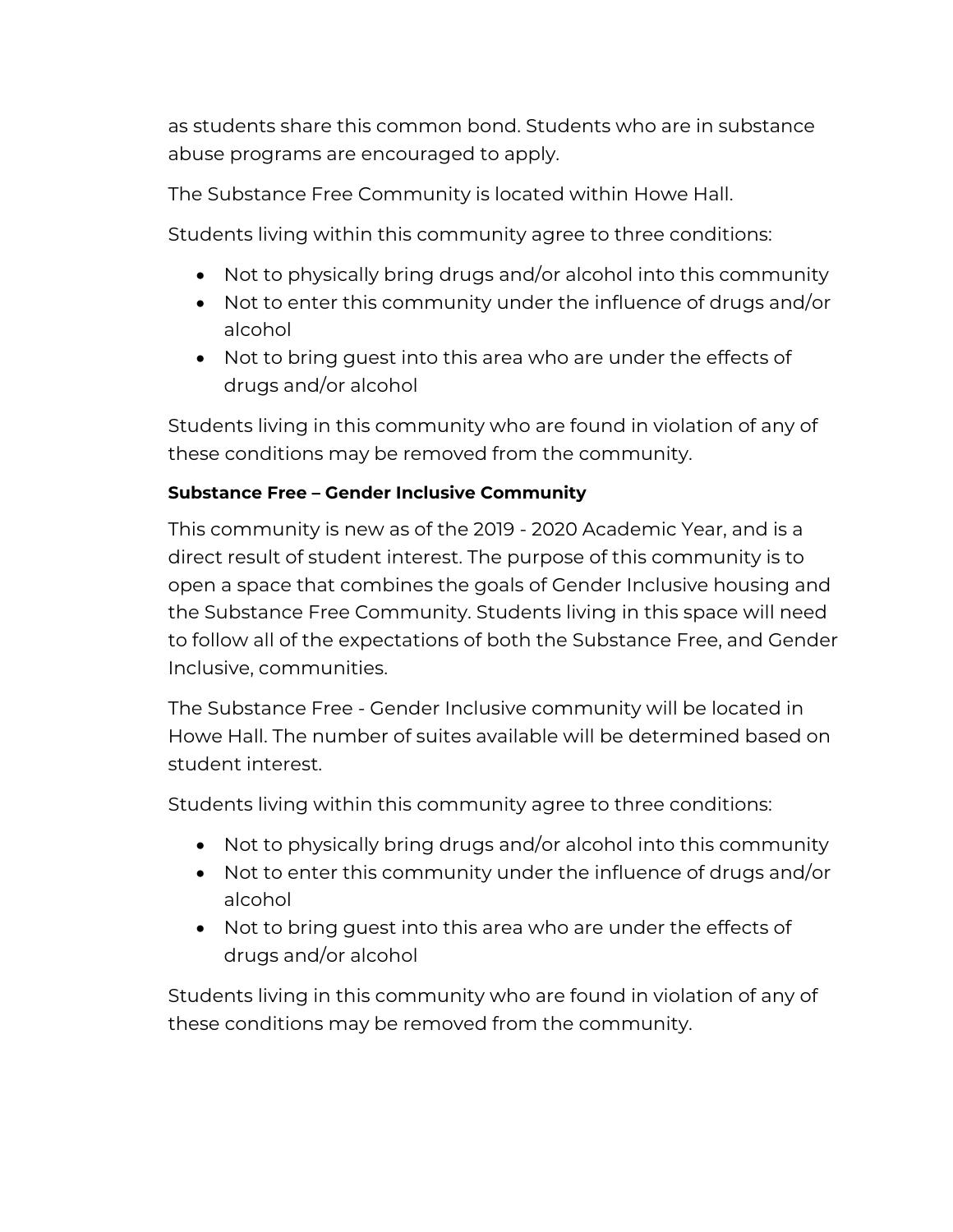as students share this common bond. Students who are in substance abuse programs are encouraged to apply.

The Substance Free Community is located within Howe Hall.

Students living within this community agree to three conditions:

- Not to physically bring drugs and/or alcohol into this community
- Not to enter this community under the influence of drugs and/or alcohol
- Not to bring guest into this area who are under the effects of drugs and/or alcohol

Students living in this community who are found in violation of any of these conditions may be removed from the community.

**Substance Free – Gender Inclusive Community**

This community is new as of the 2019 - 2020 Academic Year, and is a direct result of student interest. The purpose of this community is to open a space that combines the goals of Gender Inclusive housing and the Substance Free Community. Students living in this space will need to follow all of the expectations of both the Substance Free, and Gender Inclusive, communities.

The Substance Free - Gender Inclusive community will be located in Howe Hall. The number of suites available will be determined based on student interest.

Students living within this community agree to three conditions:

- Not to physically bring drugs and/or alcohol into this community
- Not to enter this community under the influence of drugs and/or alcohol
- Not to bring guest into this area who are under the effects of drugs and/or alcohol

Students living in this community who are found in violation of any of these conditions may be removed from the community.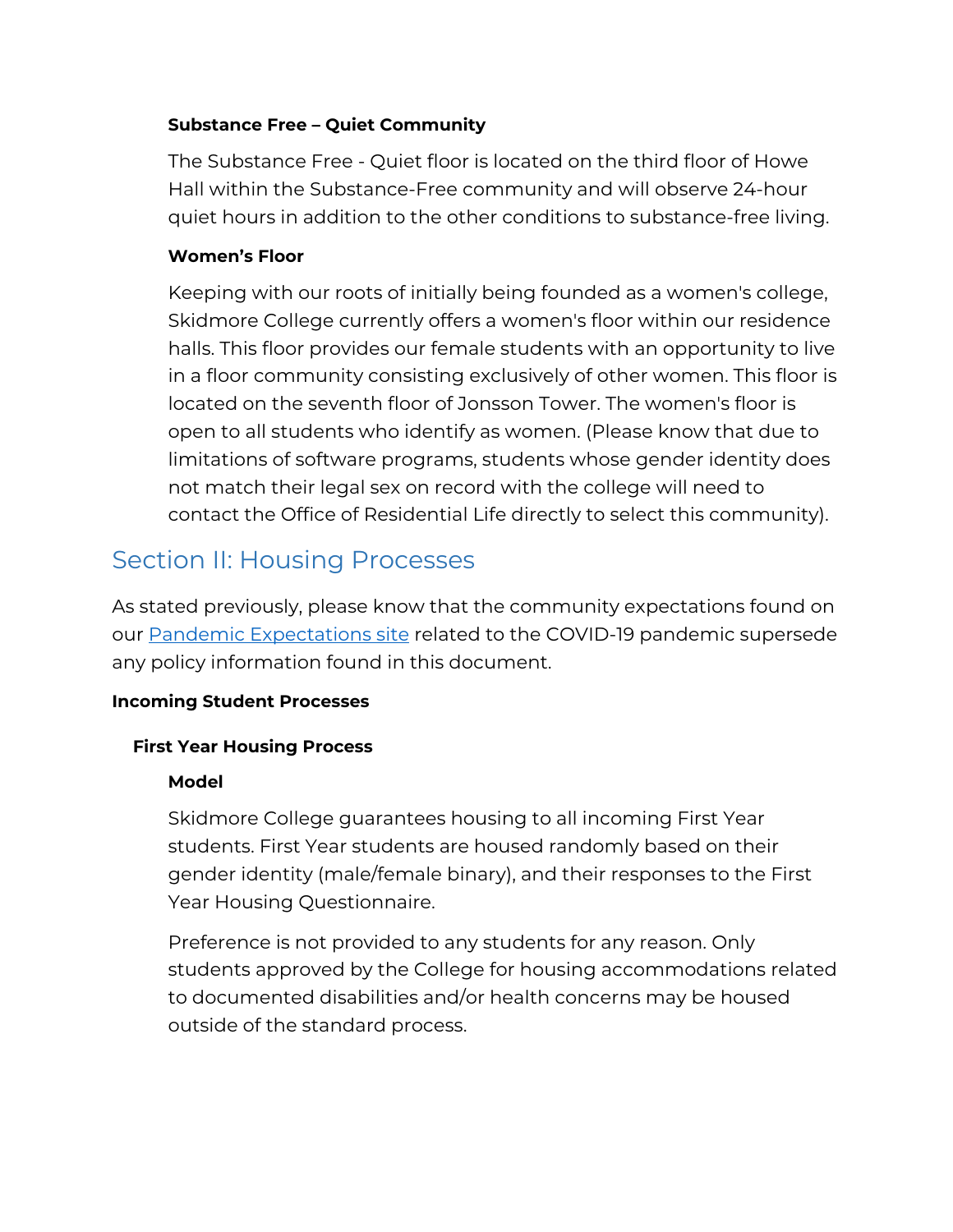**Substance Free – Quiet Community**

The Substance Free - Quiet floor is located on the third floor of Howe Hall within the Substance-Free community and will observe 24-hour quiet hours in addition to the other conditions to substance-free living.

**Women's Floor**

Keeping with our roots of initially being founded as a women's college, Skidmore College currently offers a women's floor within our residence halls. This floor provides our female students with an opportunity to live in a floor community consisting exclusively of other women. This floor is located on the seventh floor of Jonsson Tower. The women's floor is open to all students who identify as women. (Please know that due to limitations of software programs, students whose gender identity does not match their legal sex on record with the college will need to contact the Office of Residential Life directly to select this community).

## Section II: Housing Processes

As stated previously, please know that the community expectations found on our [Pandemic Expectations site] related to the COVID-19 pandemic supersede any policy information found in this document.

**Incoming Student Processes**

**First Year Housing Process**

**Model**

Skidmore College guarantees housing to all incoming First Year students. First Year students are housed randomly based on their gender identity (male/female binary), and their responses to the First Year Housing Questionnaire.

Preference is not provided to any students for any reason. Only students approved by the College for housing accommodations related to documented disabilities and/or health concerns may be housed outside of the standard process.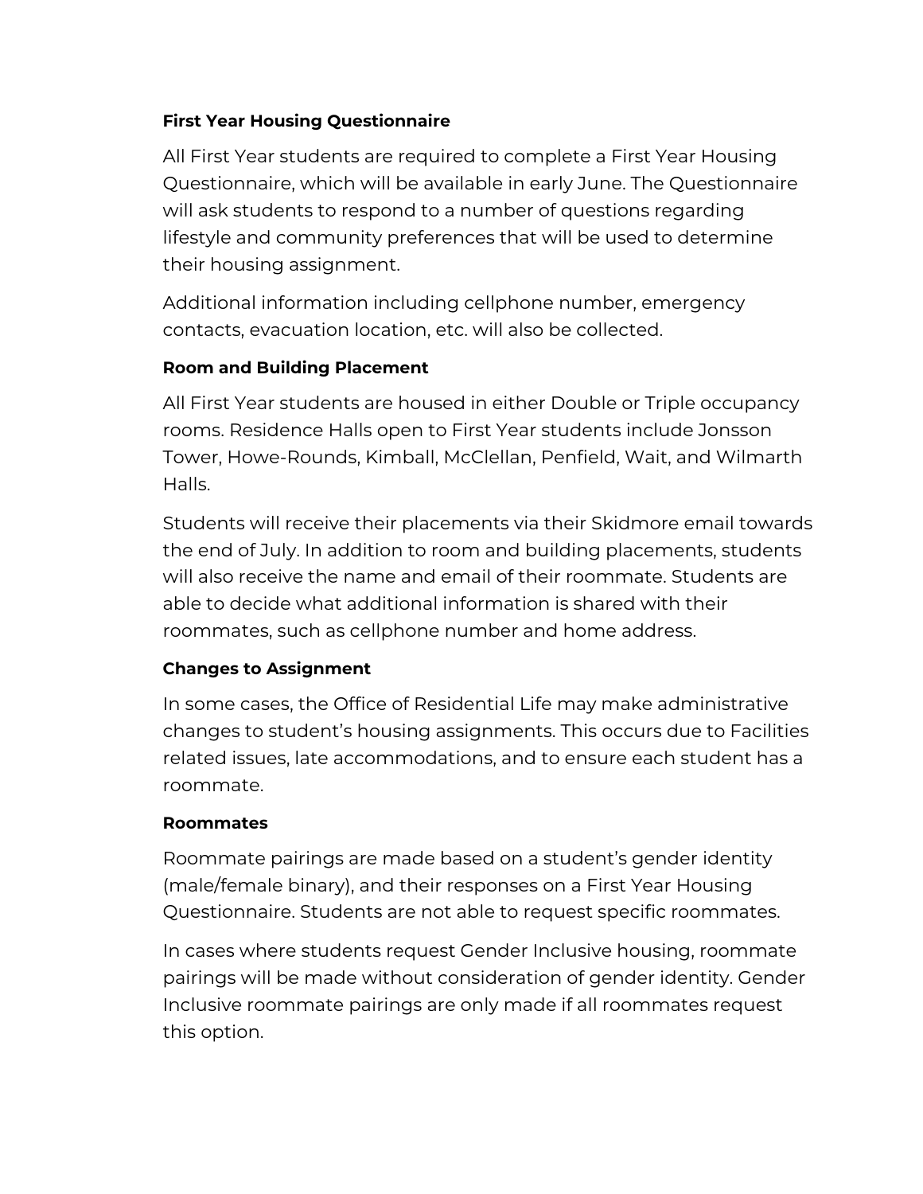**First Year Housing Questionnaire**

All First Year students are required to complete a First Year Housing Questionnaire, which will be available in early June. The Questionnaire will ask students to respond to a number of questions regarding lifestyle and community preferences that will be used to determine their housing assignment.

Additional information including cellphone number, emergency contacts, evacuation location, etc. will also be collected.

**Room and Building Placement**

All First Year students are housed in either Double or Triple occupancy rooms. Residence Halls open to First Year students include Jonsson Tower, Howe-Rounds, Kimball, McClellan, Penfield, Wait, and Wilmarth Halls.

Students will receive their placements via their Skidmore email towards the end of July. In addition to room and building placements, students will also receive the name and email of their roommate. Students are able to decide what additional information is shared with their roommates, such as cellphone number and home address.

**Changes to Assignment**

In some cases, the Office of Residential Life may make administrative changes to student's housing assignments. This occurs due to Facilities related issues, late accommodations, and to ensure each student has a roommate.

**Roommates**

Roommate pairings are made based on a student's gender identity (male/female binary), and their responses on a First Year Housing Questionnaire. Students are not able to request specific roommates.

In cases where students request Gender Inclusive housing, roommate pairings will be made without consideration of gender identity. Gender Inclusive roommate pairings are only made if all roommates request this option.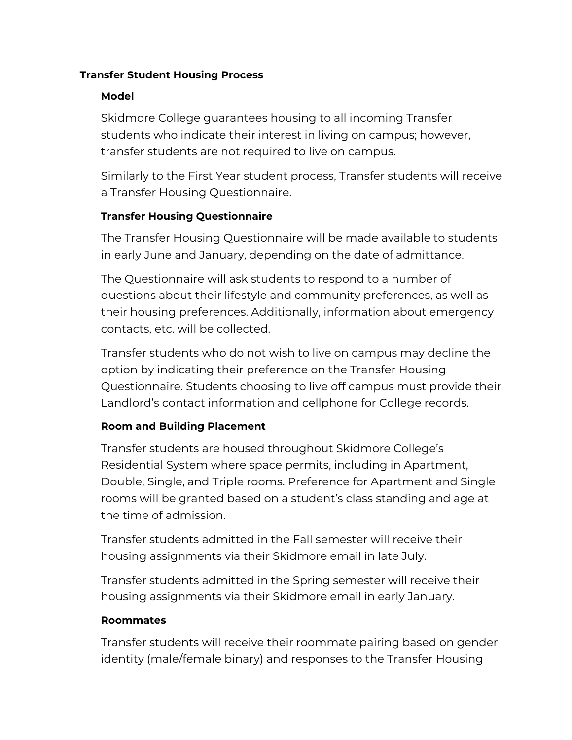## Transfer Student Housing Process

### Model

Skidmore College guarantees housing to all incoming Transfer students who indicate their interest in living on campus; however, transfer students are not required to live on campus.

Similarly to the First Year student process, Transfer students will receive a Transfer Housing Questionnaire.

### Transfer Housing Questionnaire

The Transfer Housing Questionnaire will be made available to students in early June and January, depending on the date of admittance.

The Questionnaire will ask students to respond to a number of questions about their lifestyle and community preferences, as well as their housing preferences. Additionally, information about emergency contacts, etc. will be collected.

Transfer students who do not wish to live on campus may decline the option by indicating their preference on the Transfer Housing Questionnaire. Students choosing to live off campus must provide their Landlord's contact information and cellphone for College records.

### Room and Building Placement

Transfer students are housed throughout Skidmore College's Residential System where space permits, including in Apartment, Double, Single, and Triple rooms. Preference for Apartment and Single rooms will be granted based on a student's class standing and age at the time of admission.

Transfer students admitted in the Fall semester will receive their housing assignments via their Skidmore email in late July.

Transfer students admitted in the Spring semester will receive their housing assignments via their Skidmore email in early January.

### Roommates

Transfer students will receive their roommate pairing based on gender identity (male/female binary) and responses to the Transfer Housing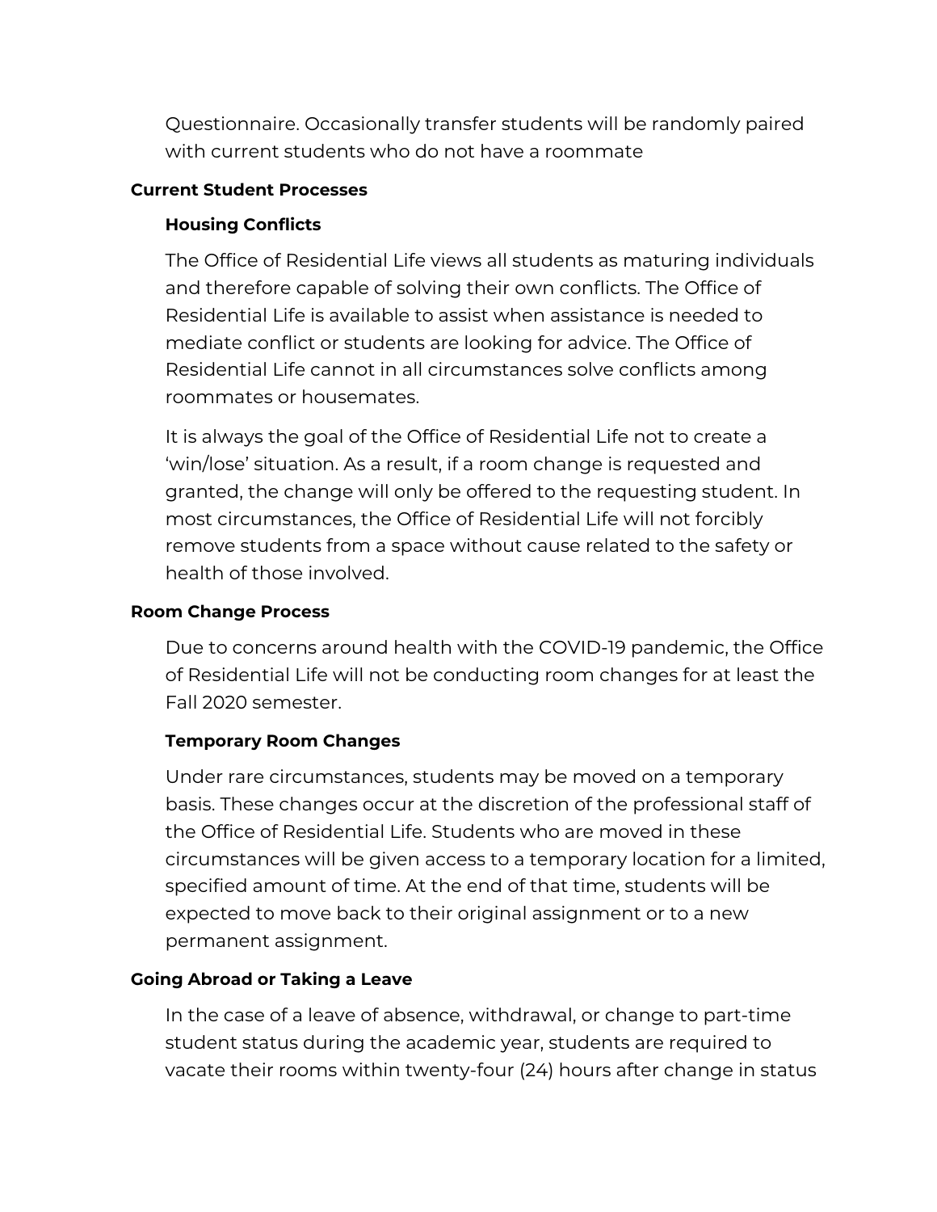Questionnaire. Occasionally transfer students will be randomly paired with current students who do not have a roommate

## Current Student Processes

### Housing Conflicts

The Office of Residential Life views all students as maturing individuals and therefore capable of solving their own conflicts. The Office of Residential Life is available to assist when assistance is needed to mediate conflict or students are looking for advice. The Office of Residential Life cannot in all circumstances solve conflicts among roommates or housemates.

It is always the goal of the Office of Residential Life not to create a 'win/lose' situation. As a result, if a room change is requested and granted, the change will only be offered to the requesting student. In most circumstances, the Office of Residential Life will not forcibly remove students from a space without cause related to the safety or health of those involved.

## Room Change Process

Due to concerns around health with the COVID-19 pandemic, the Office of Residential Life will not be conducting room changes for at least the Fall 2020 semester.

### Temporary Room Changes

Under rare circumstances, students may be moved on a temporary basis. These changes occur at the discretion of the professional staff of the Office of Residential Life. Students who are moved in these circumstances will be given access to a temporary location for a limited, specified amount of time. At the end of that time, students will be expected to move back to their original assignment or to a new permanent assignment.

## Going Abroad or Taking a Leave

In the case of a leave of absence, withdrawal, or change to part-time student status during the academic year, students are required to vacate their rooms within twenty-four (24) hours after change in status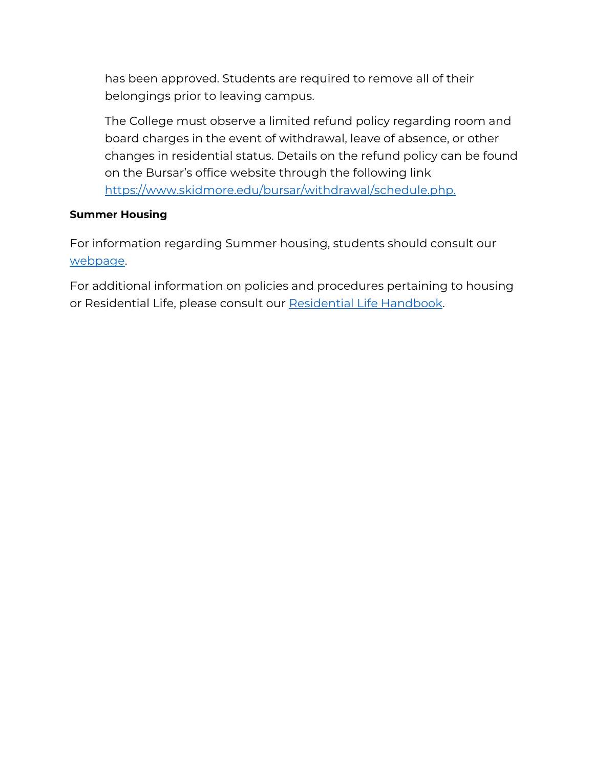has been approved. Students are required to remove all of their belongings prior to leaving campus.

The College must observe a limited refund policy regarding room and board charges in the event of withdrawal, leave of absence, or other changes in residential status. Details on the refund policy can be found on the Bursar's office website through the following link https://www.skidmore.edu/bursar/withdrawal/schedule.php.

**Summer Housing**

For information regarding Summer housing, students should consult our webpage.

For additional information on policies and procedures pertaining to housing or Residential Life, please consult our Residential Life Handbook.